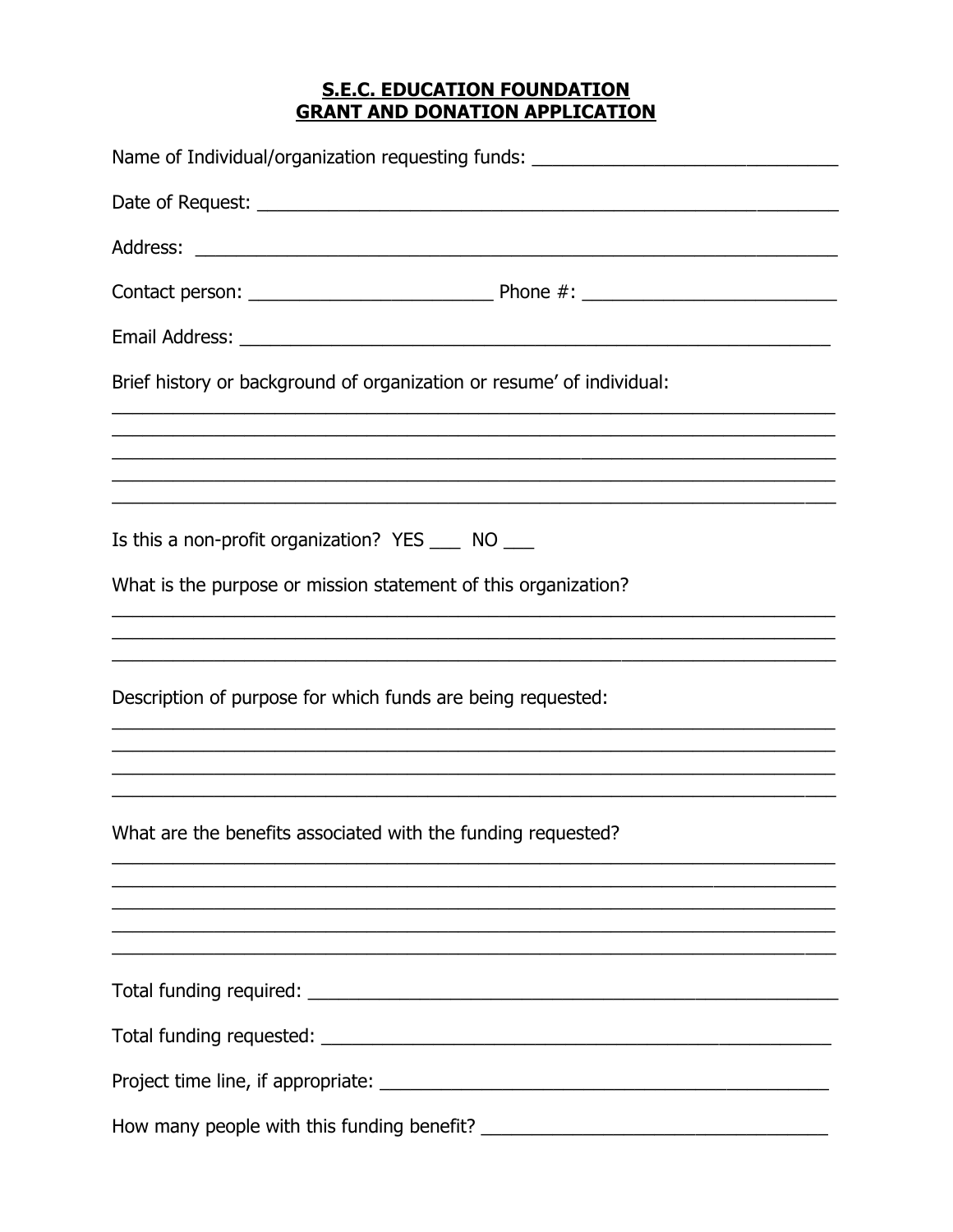# S.E.C. EDUCATION FOUNDATION
# GRANT AND DONATION APPLICATION

Name of Individual/organization requesting funds: ______________________________

Date of Request: ______________________________________________________________

Address: ____________________________________________________________________

Contact person: ________________________ Phone #: _________________________

Email Address: _______________________________________________________________

Brief history or background of organization or resume' of individual:

___________________________________________________________________________

___________________________________________________________________________

___________________________________________________________________________

___________________________________________________________________________

___________________________________________________________________________

Is this a non-profit organization? YES ___ NO ___

What is the purpose or mission statement of this organization?

___________________________________________________________________________

___________________________________________________________________________

___________________________________________________________________________

Description of purpose for which funds are being requested:

___________________________________________________________________________

___________________________________________________________________________

___________________________________________________________________________

___________________________________________________________________________

What are the benefits associated with the funding requested?

___________________________________________________________________________

___________________________________________________________________________

___________________________________________________________________________

___________________________________________________________________________

___________________________________________________________________________

Total funding required: _______________________________________________________

Total funding requested: _____________________________________________________

Project time line, if appropriate: ______________________________________________

How many people with this funding benefit? _________________________________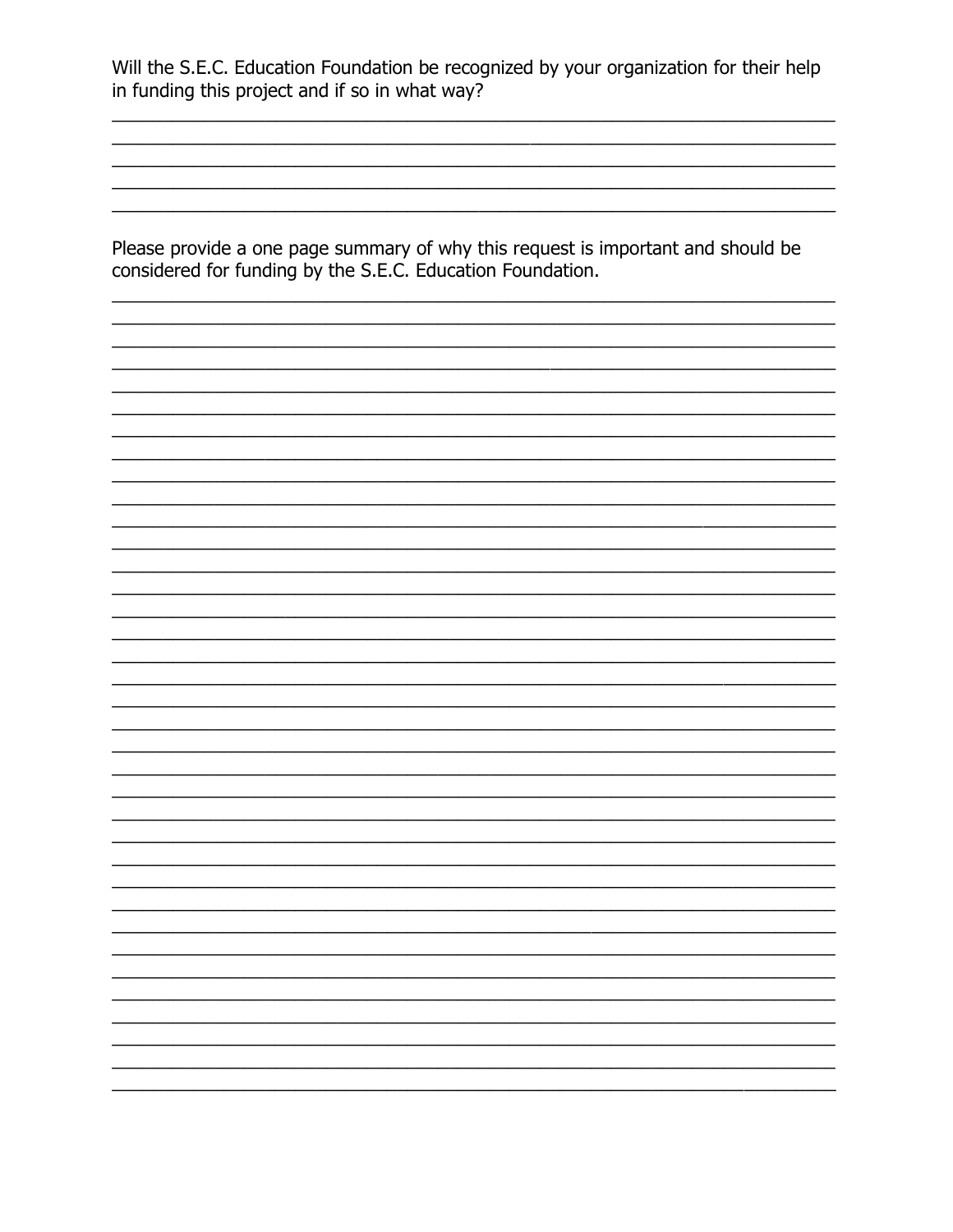Will the S.E.C. Education Foundation be recognized by your organization for their help in funding this project and if so in what way?

Please provide a one page summary of why this request is important and should be considered for funding by the S.E.C. Education Foundation.